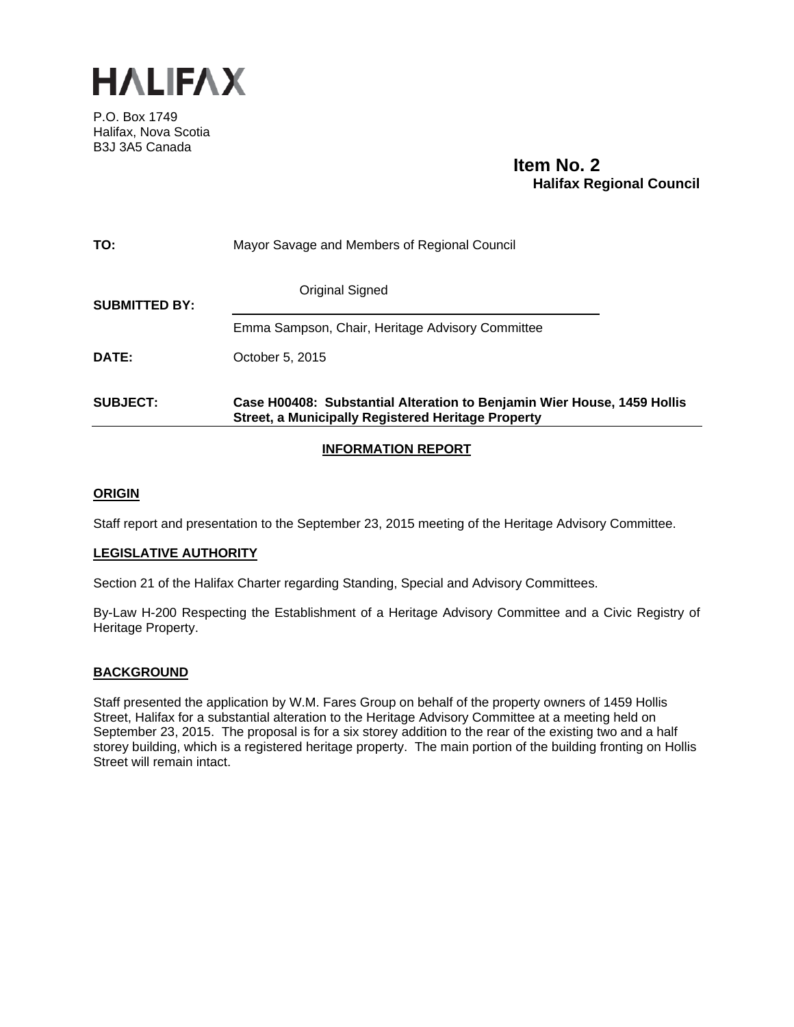# HALIFAX

P.O. Box 1749
Halifax, Nova Scotia
B3J 3A5 Canada

**Item No. 2**
**Halifax Regional Council**

| | |
|---|---|
| **TO:** | Mayor Savage and Members of Regional Council |
| **SUBMITTED BY:** | Original Signed<br>Emma Sampson, Chair, Heritage Advisory Committee |
| **DATE:** | October 5, 2015 |
| **SUBJECT:** | **Case H00408: Substantial Alteration to Benjamin Wier House, 1459 Hollis Street, a Municipally Registered Heritage Property** |

## INFORMATION REPORT

### ORIGIN

Staff report and presentation to the September 23, 2015 meeting of the Heritage Advisory Committee.

### LEGISLATIVE AUTHORITY

Section 21 of the Halifax Charter regarding Standing, Special and Advisory Committees.

By-Law H-200 Respecting the Establishment of a Heritage Advisory Committee and a Civic Registry of Heritage Property.

### BACKGROUND

Staff presented the application by W.M. Fares Group on behalf of the property owners of 1459 Hollis Street, Halifax for a substantial alteration to the Heritage Advisory Committee at a meeting held on September 23, 2015. The proposal is for a six storey addition to the rear of the existing two and a half storey building, which is a registered heritage property. The main portion of the building fronting on Hollis Street will remain intact.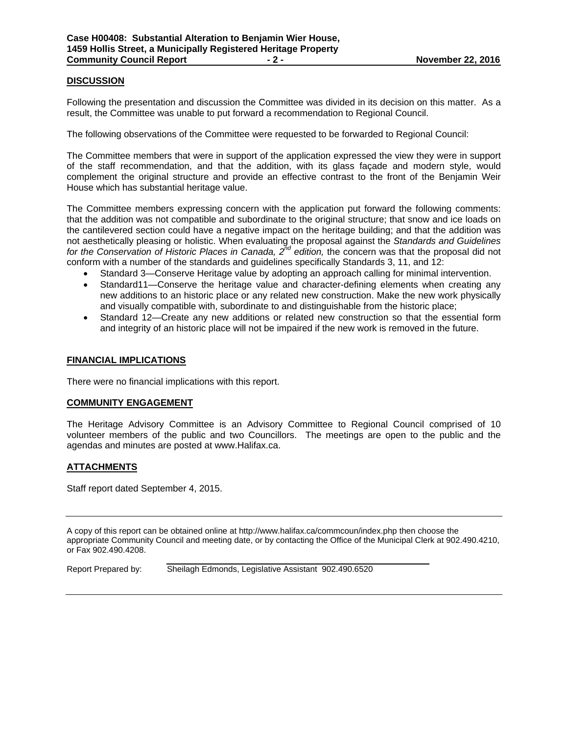## DISCUSSION

Following the presentation and discussion the Committee was divided in its decision on this matter. As a result, the Committee was unable to put forward a recommendation to Regional Council.

The following observations of the Committee were requested to be forwarded to Regional Council:

The Committee members that were in support of the application expressed the view they were in support of the staff recommendation, and that the addition, with its glass façade and modern style, would complement the original structure and provide an effective contrast to the front of the Benjamin Weir House which has substantial heritage value.

The Committee members expressing concern with the application put forward the following comments: that the addition was not compatible and subordinate to the original structure; that snow and ice loads on the cantilevered section could have a negative impact on the heritage building; and that the addition was not aesthetically pleasing or holistic. When evaluating the proposal against the *Standards and Guidelines for the Conservation of Historic Places in Canada, 2nd edition,* the concern was that the proposal did not conform with a number of the standards and guidelines specifically Standards 3, 11, and 12:

- Standard 3—Conserve Heritage value by adopting an approach calling for minimal intervention.
- Standard11—Conserve the heritage value and character-defining elements when creating any new additions to an historic place or any related new construction. Make the new work physically and visually compatible with, subordinate to and distinguishable from the historic place;
- Standard 12—Create any new additions or related new construction so that the essential form and integrity of an historic place will not be impaired if the new work is removed in the future.

## FINANCIAL IMPLICATIONS

There were no financial implications with this report.

## COMMUNITY ENGAGEMENT

The Heritage Advisory Committee is an Advisory Committee to Regional Council comprised of 10 volunteer members of the public and two Councillors. The meetings are open to the public and the agendas and minutes are posted at www.Halifax.ca.

## ATTACHMENTS

Staff report dated September 4, 2015.

---

A copy of this report can be obtained online at http://www.halifax.ca/commcoun/index.php then choose the appropriate Community Council and meeting date, or by contacting the Office of the Municipal Clerk at 902.490.4210, or Fax 902.490.4208.

Report Prepared by: Sheilagh Edmonds, Legislative Assistant 902.490.6520